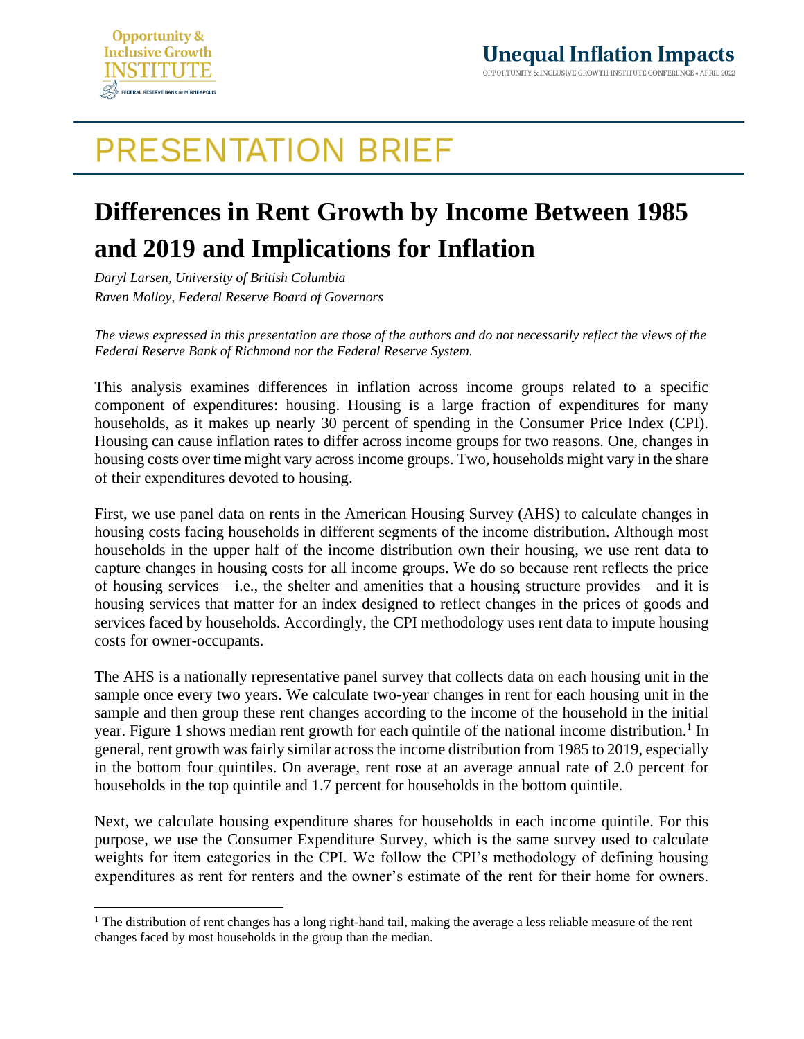# PRESENTATION BRIEF

## Differences in Rent Growth by Income Between 1985 and 2019 and Implications for Inflation

*Daryl Larsen, University of British Columbia*
*Raven Molloy, Federal Reserve Board of Governors*

*The views expressed in this presentation are those of the authors and do not necessarily reflect the views of the Federal Reserve Bank of Richmond nor the Federal Reserve System.*

This analysis examines differences in inflation across income groups related to a specific component of expenditures: housing. Housing is a large fraction of expenditures for many households, as it makes up nearly 30 percent of spending in the Consumer Price Index (CPI). Housing can cause inflation rates to differ across income groups for two reasons. One, changes in housing costs over time might vary across income groups. Two, households might vary in the share of their expenditures devoted to housing.

First, we use panel data on rents in the American Housing Survey (AHS) to calculate changes in housing costs facing households in different segments of the income distribution. Although most households in the upper half of the income distribution own their housing, we use rent data to capture changes in housing costs for all income groups. We do so because rent reflects the price of housing services—i.e., the shelter and amenities that a housing structure provides—and it is housing services that matter for an index designed to reflect changes in the prices of goods and services faced by households. Accordingly, the CPI methodology uses rent data to impute housing costs for owner-occupants.

The AHS is a nationally representative panel survey that collects data on each housing unit in the sample once every two years. We calculate two-year changes in rent for each housing unit in the sample and then group these rent changes according to the income of the household in the initial year. Figure 1 shows median rent growth for each quintile of the national income distribution.[1] In general, rent growth was fairly similar across the income distribution from 1985 to 2019, especially in the bottom four quintiles. On average, rent rose at an average annual rate of 2.0 percent for households in the top quintile and 1.7 percent for households in the bottom quintile.

Next, we calculate housing expenditure shares for households in each income quintile. For this purpose, we use the Consumer Expenditure Survey, which is the same survey used to calculate weights for item categories in the CPI. We follow the CPI's methodology of defining housing expenditures as rent for renters and the owner's estimate of the rent for their home for owners.

[1] The distribution of rent changes has a long right-hand tail, making the average a less reliable measure of the rent changes faced by most households in the group than the median.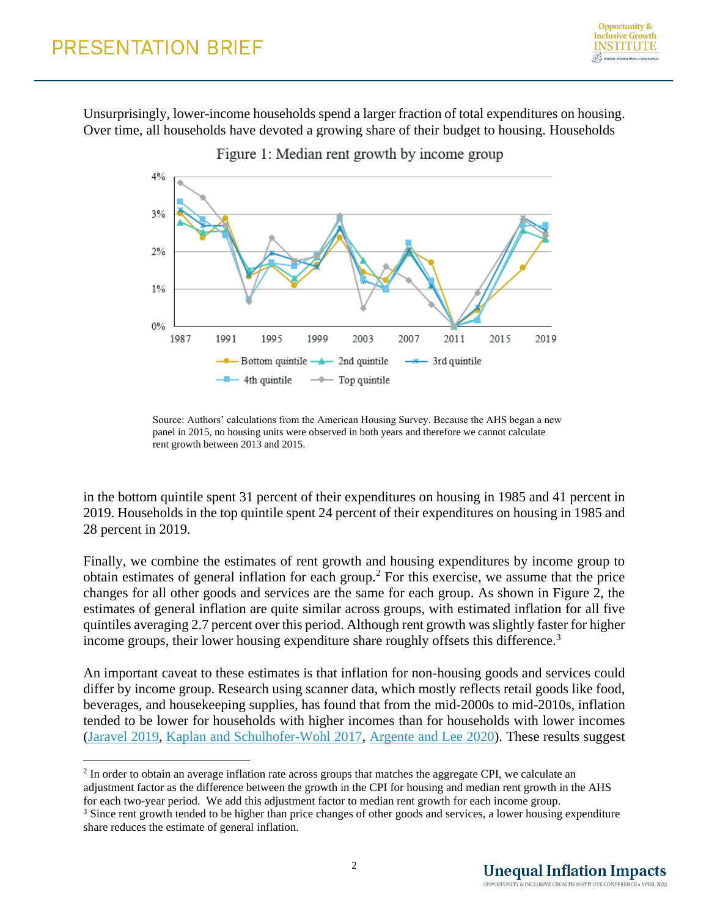Unsurprisingly, lower-income households spend a larger fraction of total expenditures on housing. Over time, all households have devoted a growing share of their budget to housing. Households

Figure 1: Median rent growth by income group

Source: Authors' calculations from the American Housing Survey. Because the AHS began a new panel in 2015, no housing units were observed in both years and therefore we cannot calculate rent growth between 2013 and 2015.

in the bottom quintile spent 31 percent of their expenditures on housing in 1985 and 41 percent in 2019. Households in the top quintile spent 24 percent of their expenditures on housing in 1985 and 28 percent in 2019.

Finally, we combine the estimates of rent growth and housing expenditures by income group to obtain estimates of general inflation for each group.[2] For this exercise, we assume that the price changes for all other goods and services are the same for each group. As shown in Figure 2, the estimates of general inflation are quite similar across groups, with estimated inflation for all five quintiles averaging 2.7 percent over this period. Although rent growth was slightly faster for higher income groups, their lower housing expenditure share roughly offsets this difference.[3]

An important caveat to these estimates is that inflation for non-housing goods and services could differ by income group. Research using scanner data, which mostly reflects retail goods like food, beverages, and housekeeping supplies, has found that from the mid-2000s to mid-2010s, inflation tended to be lower for households with higher incomes than for households with lower incomes (Jaravel 2019, Kaplan and Schulhofer-Wohl 2017, Argente and Lee 2020). These results suggest

[2] In order to obtain an average inflation rate across groups that matches the aggregate CPI, we calculate an adjustment factor as the difference between the growth in the CPI for housing and median rent growth in the AHS for each two-year period. We add this adjustment factor to median rent growth for each income group.

[3] Since rent growth tended to be higher than price changes of other goods and services, a lower housing expenditure share reduces the estimate of general inflation.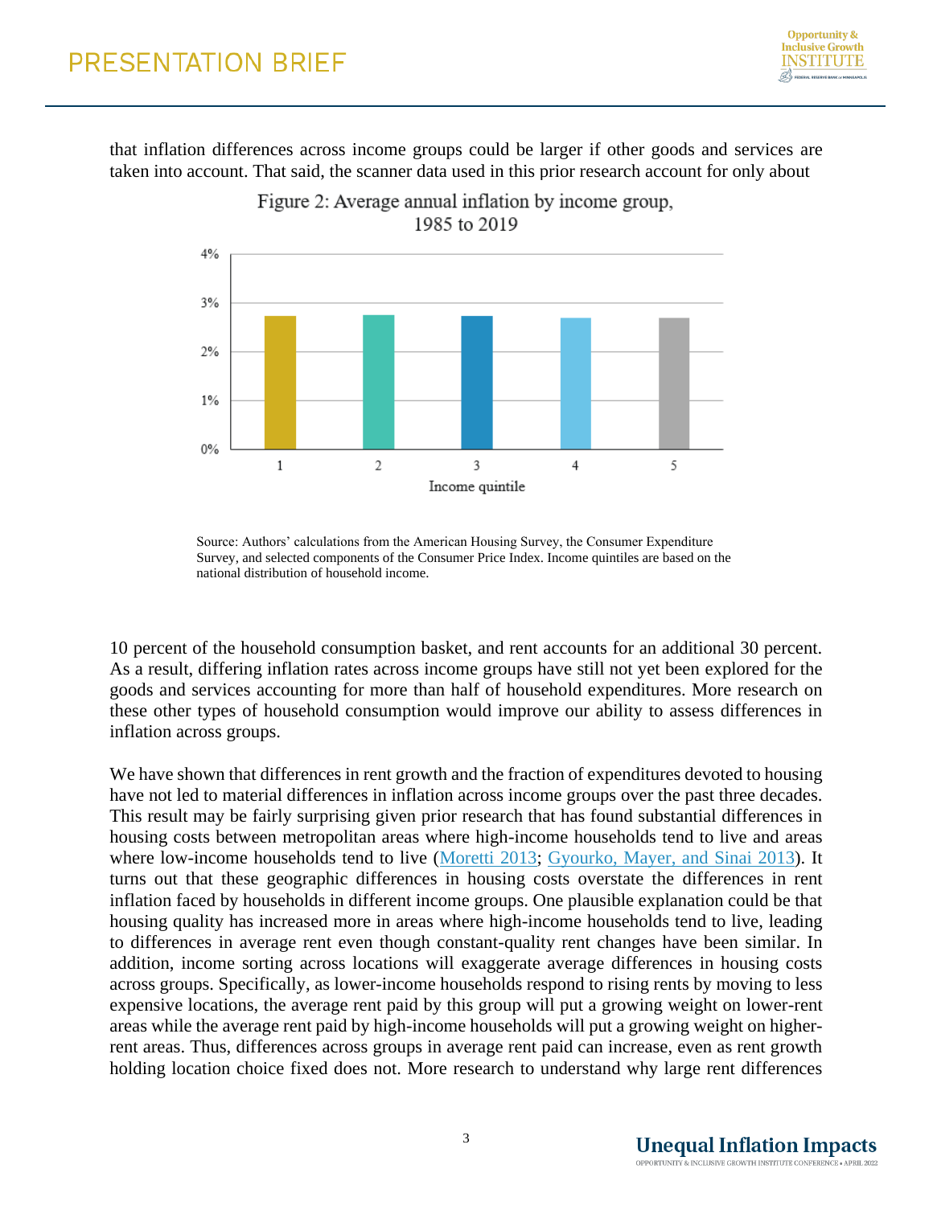that inflation differences across income groups could be larger if other goods and services are taken into account. That said, the scanner data used in this prior research account for only about

Figure 2: Average annual inflation by income group, 1985 to 2019

Source: Authors' calculations from the American Housing Survey, the Consumer Expenditure Survey, and selected components of the Consumer Price Index. Income quintiles are based on the national distribution of household income.

10 percent of the household consumption basket, and rent accounts for an additional 30 percent. As a result, differing inflation rates across income groups have still not yet been explored for the goods and services accounting for more than half of household expenditures. More research on these other types of household consumption would improve our ability to assess differences in inflation across groups.

We have shown that differences in rent growth and the fraction of expenditures devoted to housing have not led to material differences in inflation across income groups over the past three decades. This result may be fairly surprising given prior research that has found substantial differences in housing costs between metropolitan areas where high-income households tend to live and areas where low-income households tend to live (Moretti 2013; Gyourko, Mayer, and Sinai 2013). It turns out that these geographic differences in housing costs overstate the differences in rent inflation faced by households in different income groups. One plausible explanation could be that housing quality has increased more in areas where high-income households tend to live, leading to differences in average rent even though constant-quality rent changes have been similar. In addition, income sorting across locations will exaggerate average differences in housing costs across groups. Specifically, as lower-income households respond to rising rents by moving to less expensive locations, the average rent paid by this group will put a growing weight on lower-rent areas while the average rent paid by high-income households will put a growing weight on higher-rent areas. Thus, differences across groups in average rent paid can increase, even as rent growth holding location choice fixed does not. More research to understand why large rent differences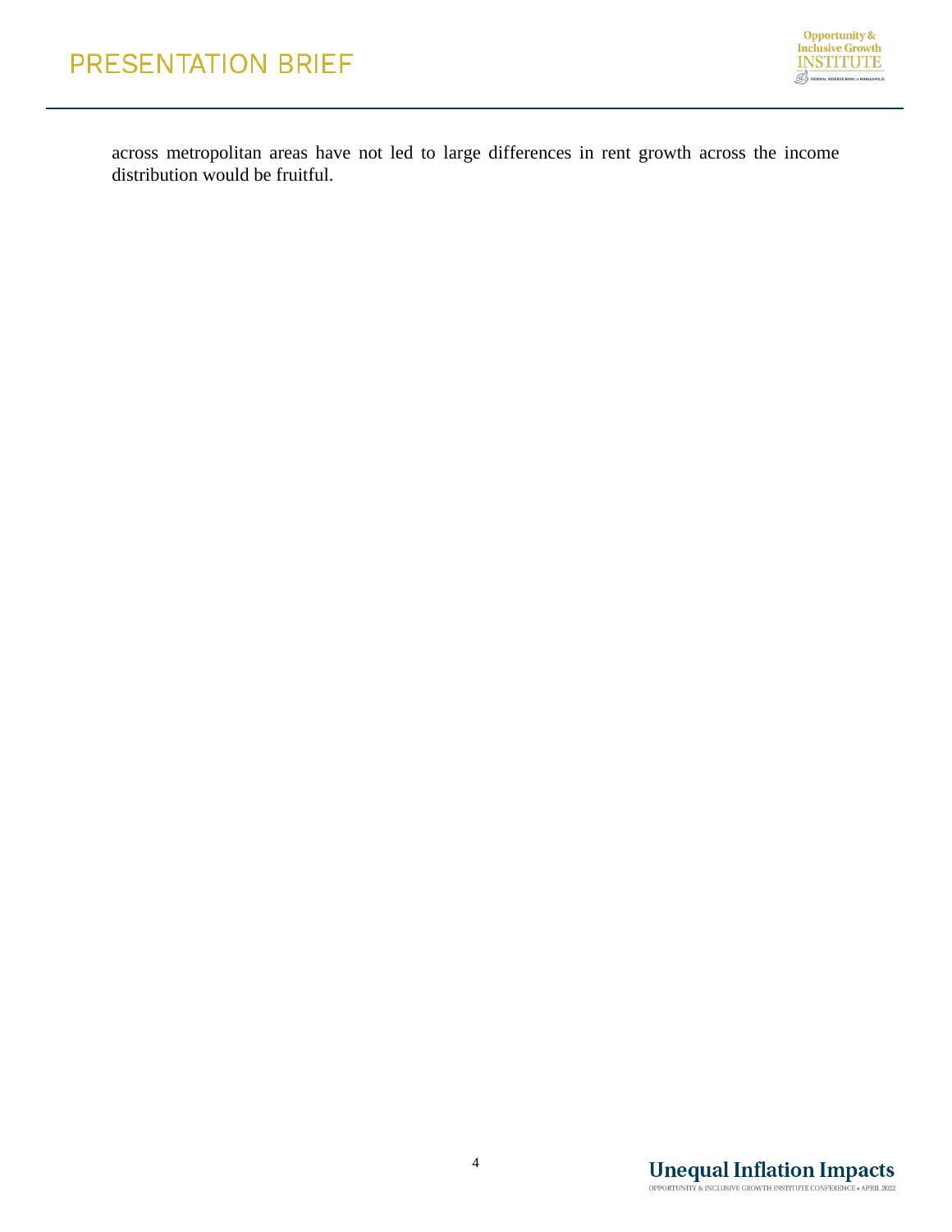across metropolitan areas have not led to large differences in rent growth across the income distribution would be fruitful.